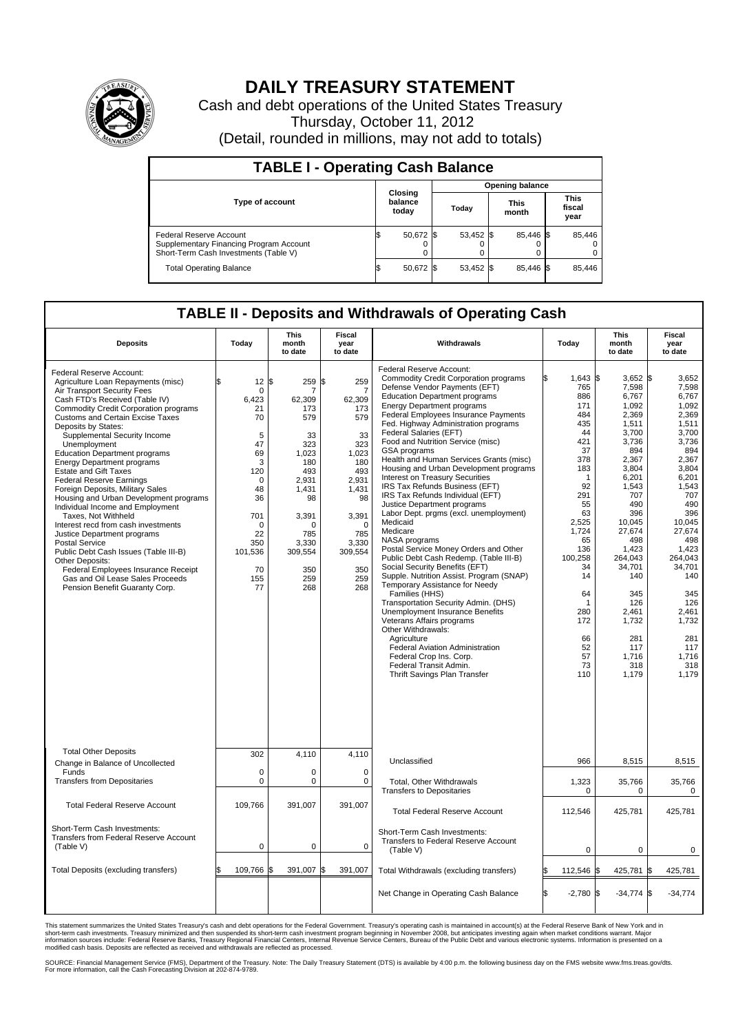# DAILY TREASURY STATEMENT

Cash and debt operations of the United States Treasury

Thursday, October 11, 2012

(Detail, rounded in millions, may not add to totals)

## TABLE I - Operating Cash Balance

| Type of account | Closing balance today | Opening balance Today | Opening balance This month | Opening balance This fiscal year |
|---|---|---|---|---|
| Federal Reserve Account | $ 50,672 | $ 53,452 | $ 85,446 | $ 85,446 |
| Supplementary Financing Program Account | 0 | 0 | 0 | 0 |
| Short-Term Cash Investments (Table V) | 0 | 0 | 0 | 0 |
| Total Operating Balance | $ 50,672 | $ 53,452 | $ 85,446 | $ 85,446 |

## TABLE II - Deposits and Withdrawals of Operating Cash

| Deposits | Today | This month to date | Fiscal year to date | Withdrawals | Today | This month to date | Fiscal year to date |
|---|---|---|---|---|---|---|---|
| Federal Reserve Account: | | | | Federal Reserve Account: | | | |
| Agriculture Loan Repayments (misc) | $ 12 | $ 259 | $ 259 | Commodity Credit Corporation programs | $ 1,643 | $ 3,652 | $ 3,652 |
| Air Transport Security Fees | 0 | 7 | 7 | Defense Vendor Payments (EFT) | 765 | 7,598 | 7,598 |
| Cash FTD's Received (Table IV) | 6,423 | 62,309 | 62,309 | Education Department programs | 886 | 6,767 | 6,767 |
| Commodity Credit Corporation programs | 21 | 173 | 173 | Energy Department programs | 171 | 1,092 | 1,092 |
| Customs and Certain Excise Taxes | 70 | 579 | 579 | Federal Employees Insurance Payments | 484 | 2,369 | 2,369 |
| Deposits by States: | | | | Fed. Highway Administration programs | 435 | 1,511 | 1,511 |
| Supplemental Security Income | 5 | 33 | 33 | Federal Salaries (EFT) | 44 | 3,700 | 3,700 |
| Unemployment | 47 | 323 | 323 | Food and Nutrition Service (misc) | 421 | 3,736 | 3,736 |
| Education Department programs | 69 | 1,023 | 1,023 | GSA programs | 37 | 894 | 894 |
| Energy Department programs | 3 | 180 | 180 | Health and Human Services Grants (misc) | 378 | 2,367 | 2,367 |
| Estate and Gift Taxes | 120 | 493 | 493 | Housing and Urban Development programs | 183 | 3,804 | 3,804 |
| Federal Reserve Earnings | 0 | 2,931 | 2,931 | Interest on Treasury Securities | 1 | 6,201 | 6,201 |
| Foreign Deposits, Military Sales | 48 | 1,431 | 1,431 | IRS Tax Refunds Business (EFT) | 92 | 1,543 | 1,543 |
| Housing and Urban Development programs | 36 | 98 | 98 | IRS Tax Refunds Individual (EFT) | 291 | 707 | 707 |
| Individual Income and Employment Taxes, Not Withheld | 701 | 3,391 | 3,391 | Justice Department programs | 55 | 490 | 490 |
| Interest recd from cash investments | 0 | 0 | 0 | Labor Dept. prgms (excl. unemployment) | 63 | 396 | 396 |
| Justice Department programs | 22 | 785 | 785 | Medicaid | 2,525 | 10,045 | 10,045 |
| Postal Service | 350 | 3,330 | 3,330 | Medicare | 1,724 | 27,674 | 27,674 |
| Public Debt Cash Issues (Table III-B) | 101,536 | 309,554 | 309,554 | NASA programs | 65 | 498 | 498 |
| Other Deposits: | | | | Postal Service Money Orders and Other | 136 | 1,423 | 1,423 |
| Federal Employees Insurance Receipt | 70 | 350 | 350 | Public Debt Cash Redemp. (Table III-B) | 100,258 | 264,043 | 264,043 |
| Gas and Oil Lease Sales Proceeds | 155 | 259 | 259 | Social Security Benefits (EFT) | 34 | 34,701 | 34,701 |
| Pension Benefit Guaranty Corp. | 77 | 268 | 268 | Supple. Nutrition Assist. Program (SNAP) | 14 | 140 | 140 |
| | | | | Temporary Assistance for Needy Families (HHS) | 64 | 345 | 345 |
| | | | | Transportation Security Admin. (DHS) | 1 | 126 | 126 |
| | | | | Unemployment Insurance Benefits | 280 | 2,461 | 2,461 |
| | | | | Veterans Affairs programs | 172 | 1,732 | 1,732 |
| | | | | Other Withdrawals: | | | |
| | | | | Agriculture | 66 | 281 | 281 |
| | | | | Federal Aviation Administration | 52 | 117 | 117 |
| | | | | Federal Crop Ins. Corp. | 57 | 1,716 | 1,716 |
| | | | | Federal Transit Admin. | 73 | 318 | 318 |
| | | | | Thrift Savings Plan Transfer | 110 | 1,179 | 1,179 |
| Total Other Deposits | 302 | 4,110 | 4,110 | Unclassified | 966 | 8,515 | 8,515 |
| Change in Balance of Uncollected Funds | 0 | 0 | 0 | | | | |
| Transfers from Depositaries | 0 | 0 | 0 | Total, Other Withdrawals | 1,323 | 35,766 | 35,766 |
| | | | | Transfers to Depositaries | 0 | 0 | 0 |
| Total Federal Reserve Account | 109,766 | 391,007 | 391,007 | Total Federal Reserve Account | 112,546 | 425,781 | 425,781 |
| Short-Term Cash Investments: Transfers from Federal Reserve Account (Table V) | 0 | 0 | 0 | Short-Term Cash Investments: Transfers to Federal Reserve Account (Table V) | 0 | 0 | 0 |
| Total Deposits (excluding transfers) | $ 109,766 | $ 391,007 | $ 391,007 | Total Withdrawals (excluding transfers) | $ 112,546 | $ 425,781 | $ 425,781 |
| | | | | Net Change in Operating Cash Balance | $ -2,780 | $ -34,774 | $ -34,774 |

This statement summarizes the United States Treasury's cash and debt operations for the Federal Government. Treasury's operating cash is maintained in account(s) at the Federal Reserve Bank of New York and in short-term cash investments. Treasury minimized and then suspended its short-term cash investment program beginning in November 2008, but anticipates investing again when market conditions warrant. Major information sources include: Federal Reserve Banks, Treasury Regional Financial Centers, Internal Revenue Service Centers, Bureau of the Public Debt and various electronic systems. Information is presented on a modified cash basis. Deposits are reflected as received and withdrawals are reflected as processed.

SOURCE: Financial Management Service (FMS), Department of the Treasury. Note: The Daily Treasury Statement (DTS) is available by 4:00 p.m. the following business day on the FMS website www.fms.treas.gov/dts. For more information, call the Cash Forecasting Division at 202-874-9789.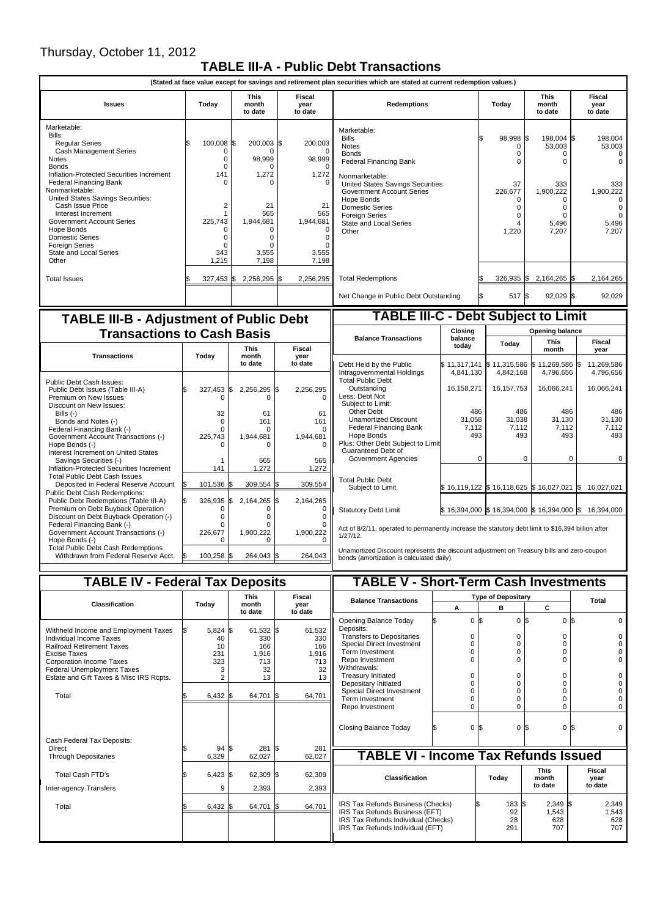Thursday, October 11, 2012

# TABLE III-A - Public Debt Transactions

(Stated at face value except for savings and retirement plan securities which are stated at current redemption values.)

| Issues | Today | This month to date | Fiscal year to date |
|---|---|---|---|
| Marketable: | | | |
| Bills: | | | |
| Regular Series | $ 100,008 | $ 200,003 | $ 200,003 |
| Cash Management Series | 0 | 0 | 0 |
| Notes | 0 | 98,999 | 98,999 |
| Bonds | 0 | 0 | 0 |
| Inflation-Protected Securities Increment | 141 | 1,272 | 1,272 |
| Federal Financing Bank | 0 | 0 | 0 |
| Nonmarketable: | | | |
| United States Savings Securities: | | | |
| Cash Issue Price | 2 | 21 | 21 |
| Interest Increment | 1 | 565 | 565 |
| Government Account Series | 225,743 | 1,944,681 | 1,944,681 |
| Hope Bonds | 0 | 0 | 0 |
| Domestic Series | 0 | 0 | 0 |
| Foreign Series | 0 | 0 | 0 |
| State and Local Series | 343 | 3,555 | 3,555 |
| Other | 1,215 | 7,198 | 7,198 |
| Total Issues | $ 327,453 | $ 2,256,295 | $ 2,256,295 |

| Redemptions | Today | This month to date | Fiscal year to date |
|---|---|---|---|
| Marketable: | | | |
| Bills | $ 98,998 | $ 198,004 | $ 198,004 |
| Notes | 0 | 53,003 | 53,003 |
| Bonds | 0 | 0 | 0 |
| Federal Financing Bank | 0 | 0 | 0 |
| Nonmarketable: | | | |
| United States Savings Securities | 37 | 333 | 333 |
| Government Account Series | 226,677 | 1,900,222 | 1,900,222 |
| Hope Bonds | 0 | 0 | 0 |
| Domestic Series | 0 | 0 | 0 |
| Foreign Series | 0 | 0 | 0 |
| State and Local Series | 4 | 5,496 | 5,496 |
| Other | 1,220 | 7,207 | 7,207 |
| Total Redemptions | $ 326,935 | $ 2,164,265 | $ 2,164,265 |
| Net Change in Public Debt Outstanding | $ 517 | $ 92,029 | $ 92,029 |

# TABLE III-B - Adjustment of Public Debt Transactions to Cash Basis

| Transactions | Today | This month to date | Fiscal year to date |
|---|---|---|---|
| Public Debt Cash Issues: | | | |
| Public Debt Issues (Table III-A) | $ 327,453 | $ 2,256,295 | $ 2,256,295 |
| Premium on New Issues | 0 | 0 | 0 |
| Discount on New Issues: | | | |
| Bills (-) | 32 | 61 | 61 |
| Bonds and Notes (-) | 0 | 161 | 161 |
| Federal Financing Bank (-) | 0 | 0 | 0 |
| Government Account Transactions (-) | 225,743 | 1,944,681 | 1,944,681 |
| Hope Bonds (-) | 0 | 0 | 0 |
| Interest Increment on United States Savings Securities (-) | 1 | 565 | 565 |
| Inflation-Protected Securities Increment | 141 | 1,272 | 1,272 |
| Total Public Debt Cash Issues Deposited in Federal Reserve Account | $ 101,536 | $ 309,554 | $ 309,554 |
| Public Debt Cash Redemptions: | | | |
| Public Debt Redemptions (Table III-A) | $ 326,935 | $ 2,164,265 | $ 2,164,265 |
| Premium on Debt Buyback Operation | 0 | 0 | 0 |
| Discount on Debt Buyback Operation (-) | 0 | 0 | 0 |
| Federal Financing Bank (-) | 0 | 0 | 0 |
| Government Account Transactions (-) | 226,677 | 1,900,222 | 1,900,222 |
| Hope Bonds (-) | 0 | 0 | 0 |
| Total Public Debt Cash Redemptions Withdrawn from Federal Reserve Acct. | $ 100,258 | $ 264,043 | $ 264,043 |

# TABLE III-C - Debt Subject to Limit

| Balance Transactions | Closing balance today | Opening balance Today | This month | Fiscal year |
|---|---|---|---|---|
| Debt Held by the Public | $ 11,317,141 | $ 11,315,586 | $ 11,269,586 | $ 11,269,586 |
| Intragovernmental Holdings | 4,841,130 | 4,842,168 | 4,796,656 | 4,796,656 |
| Total Public Debt Outstanding | 16,158,271 | 16,157,753 | 16,066,241 | 16,066,241 |
| Less: Debt Not Subject to Limit: | | | | |
| Other Debt | 486 | 486 | 486 | 486 |
| Unamortized Discount | 31,058 | 31,038 | 31,130 | 31,130 |
| Federal Financing Bank | 7,112 | 7,112 | 7,112 | 7,112 |
| Hope Bonds | 493 | 493 | 493 | 493 |
| Plus: Other Debt Subject to Limit | | | | |
| Guaranteed Debt of Government Agencies | 0 | 0 | 0 | 0 |
| Total Public Debt Subject to Limit | $ 16,119,122 | $ 16,118,625 | $ 16,027,021 | $ 16,027,021 |
| Statutory Debt Limit | $ 16,394,000 | $ 16,394,000 | $ 16,394,000 | $ 16,394,000 |

Act of 8/2/11, operated to permanently increase the statutory debt limit to $16,394 billion after 1/27/12.

Unamortized Discount represents the discount adjustment on Treasury bills and zero-coupon bonds (amortization is calculated daily).

# TABLE IV - Federal Tax Deposits

| Classification | Today | This month to date | Fiscal year to date |
|---|---|---|---|
| Withheld Income and Employment Taxes | $ 5,824 | $ 61,532 | $ 61,532 |
| Individual Income Taxes | 40 | 330 | 330 |
| Railroad Retirement Taxes | 10 | 166 | 166 |
| Excise Taxes | 231 | 1,916 | 1,916 |
| Corporation Income Taxes | 323 | 713 | 713 |
| Federal Unemployment Taxes | 3 | 32 | 32 |
| Estate and Gift Taxes & Misc IRS Rcpts. | 2 | 13 | 13 |
| Total | $ 6,432 | $ 64,701 | $ 64,701 |
| Cash Federal Tax Deposits: | | | |
| Direct | $ 94 | $ 281 | $ 281 |
| Through Depositaries | 6,329 | 62,027 | 62,027 |
| Total Cash FTD's | $ 6,423 | $ 62,309 | $ 62,309 |
| Inter-agency Transfers | 9 | 2,393 | 2,393 |
| Total | $ 6,432 | $ 64,701 | $ 64,701 |

# TABLE V - Short-Term Cash Investments

| Balance Transactions | Type of Depositary A | B | C | Total |
|---|---|---|---|---|
| Opening Balance Today | $ 0 | $ 0 | $ 0 | $ 0 |
| Deposits: | | | | |
| Transfers to Depositaries | 0 | 0 | 0 | 0 |
| Special Direct Investment | 0 | 0 | 0 | 0 |
| Term Investment | 0 | 0 | 0 | 0 |
| Repo Investment | 0 | 0 | 0 | 0 |
| Withdrawals: | | | | |
| Treasury Initiated | 0 | 0 | 0 | 0 |
| Depositary Initiated | 0 | 0 | 0 | 0 |
| Special Direct Investment | 0 | 0 | 0 | 0 |
| Term Investment | 0 | 0 | 0 | 0 |
| Repo Investment | 0 | 0 | 0 | 0 |
| Closing Balance Today | $ 0 | $ 0 | $ 0 | $ 0 |

# TABLE VI - Income Tax Refunds Issued

| Classification | Today | This month to date | Fiscal year to date |
|---|---|---|---|
| IRS Tax Refunds Business (Checks) | $ 183 | $ 2,349 | $ 2,349 |
| IRS Tax Refunds Business (EFT) | 92 | 1,543 | 1,543 |
| IRS Tax Refunds Individual (Checks) | 28 | 628 | 628 |
| IRS Tax Refunds Individual (EFT) | 291 | 707 | 707 |